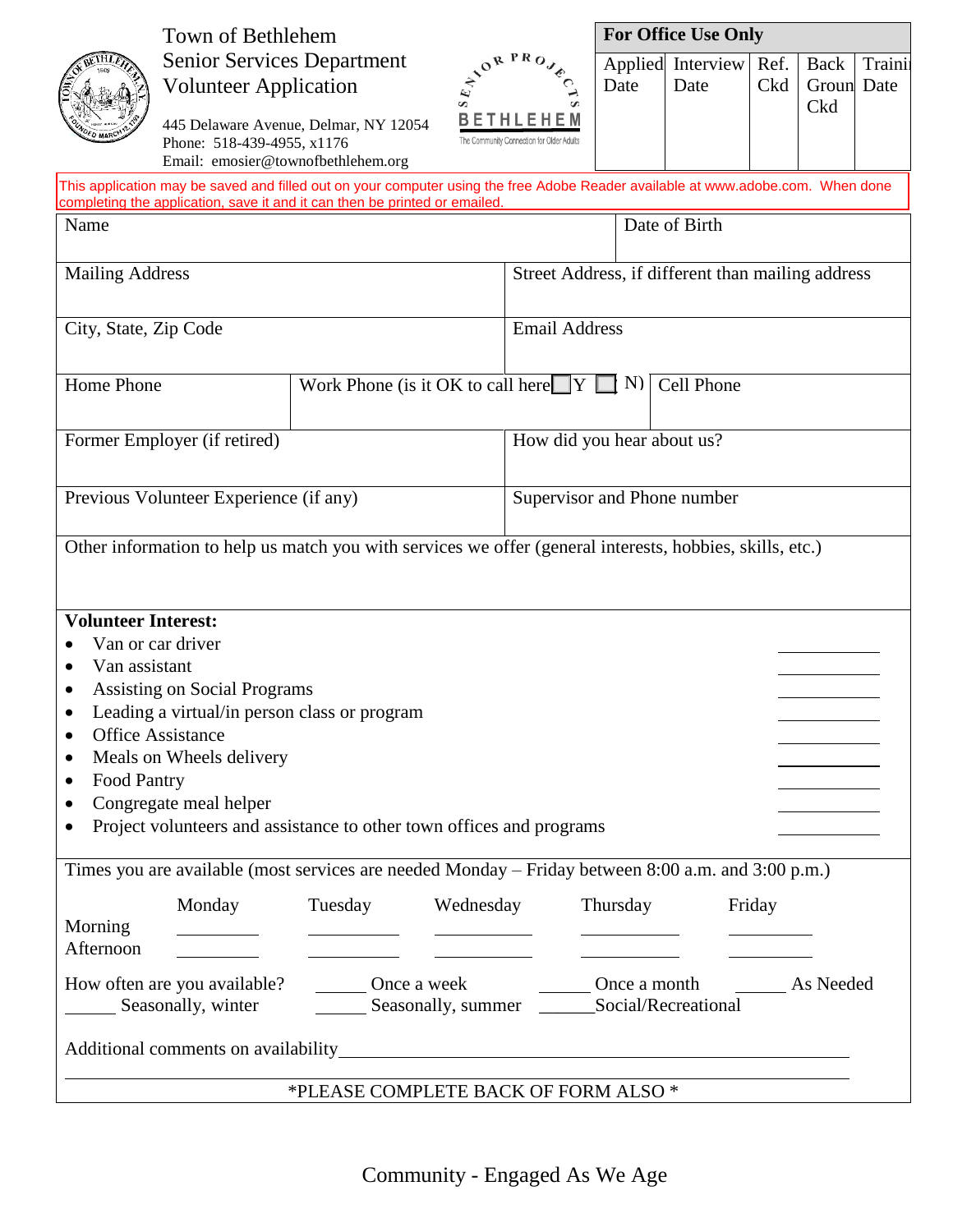# Town of Bethlehem
## Senior Services Department
## Volunteer Application

445 Delaware Avenue, Delmar, NY 12054
Phone: 518-439-4955, x1176
Email: emosier@townofbethlehem.org

SENIOR PROJECTS BETHLEHEM
The Community Connection for Older Adults

**For Office Use Only**

| Applied Date | Interview Date | Ref. Ckd | Back Groun Ckd | Traini Date |
|---|---|---|---|---|
| | | | | |

This application may be saved and filled out on your computer using the free Adobe Reader available at www.adobe.com. When done completing the application, save it and it can then be printed or emailed.

| Name | | Date of Birth |
|---|---|---|
| Mailing Address | Street Address, if different than mailing address | |
| City, State, Zip Code | Email Address | |
| Home Phone | Work Phone (is it OK to call here ☐ Y ☐ N) | Cell Phone |
| Former Employer (if retired) | How did you hear about us? | |
| Previous Volunteer Experience (if any) | Supervisor and Phone number | |

Other information to help us match you with services we offer (general interests, hobbies, skills, etc.)

**Volunteer Interest:**

- Van or car driver ________
- Van assistant ________
- Assisting on Social Programs ________
- Leading a virtual/in person class or program ________
- Office Assistance ________
- Meals on Wheels delivery ________
- Food Pantry ________
- Congregate meal helper ________
- Project volunteers and assistance to other town offices and programs ________

Times you are available (most services are needed Monday – Friday between 8:00 a.m. and 3:00 p.m.)

| | Monday | Tuesday | Wednesday | Thursday | Friday |
|---|---|---|---|---|---|
| Morning | ________ | ________ | ________ | ________ | ________ |
| Afternoon | ________ | ________ | ________ | ________ | ________ |

How often are you available? _____ Once a week _____ Once a month _____ As Needed
_____ Seasonally, winter _____ Seasonally, summer _____ Social/Recreational

Additional comments on availability________________________________________________

______________________________________________________________________

*PLEASE COMPLETE BACK OF FORM ALSO *

Community - Engaged As We Age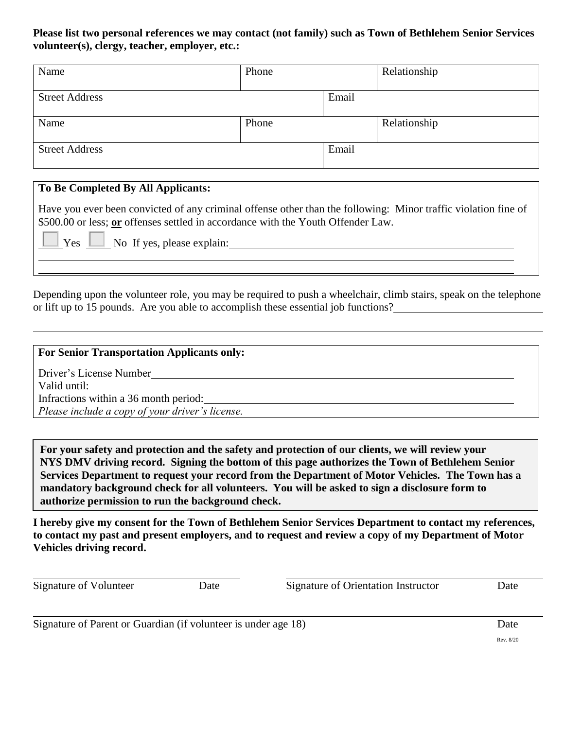**Please list two personal references we may contact (not family) such as Town of Bethlehem Senior Services volunteer(s), clergy, teacher, employer, etc.:**

| | | | |
|---|---|---|---|
| Name | Phone | | Relationship |
| Street Address | | Email | |
| Name | Phone | | Relationship |
| Street Address | | Email | |

**To Be Completed By All Applicants:**

Have you ever been convicted of any criminal offense other than the following: Minor traffic violation fine of $500.00 or less; **or** offenses settled in accordance with the Youth Offender Law.

☐ Yes ☐ No If yes, please explain: \_\_\_\_\_\_\_\_\_\_\_\_\_\_\_\_\_\_\_\_\_\_\_\_\_\_\_\_\_\_\_\_\_\_\_\_\_\_\_\_\_\_\_\_\_\_\_\_

\_\_\_\_\_\_\_\_\_\_\_\_\_\_\_\_\_\_\_\_\_\_\_\_\_\_\_\_\_\_\_\_\_\_\_\_\_\_\_\_\_\_\_\_\_\_\_\_\_\_\_\_\_\_\_\_\_\_\_\_\_\_\_\_\_\_\_\_\_\_\_\_\_\_\_\_

\_\_\_\_\_\_\_\_\_\_\_\_\_\_\_\_\_\_\_\_\_\_\_\_\_\_\_\_\_\_\_\_\_\_\_\_\_\_\_\_\_\_\_\_\_\_\_\_\_\_\_\_\_\_\_\_\_\_\_\_\_\_\_\_\_\_\_\_\_\_\_\_\_\_\_\_

Depending upon the volunteer role, you may be required to push a wheelchair, climb stairs, speak on the telephone or lift up to 15 pounds. Are you able to accomplish these essential job functions? \_\_\_\_\_\_\_\_\_\_\_\_\_\_\_\_\_\_\_\_\_\_\_\_

\_\_\_\_\_\_\_\_\_\_\_\_\_\_\_\_\_\_\_\_\_\_\_\_\_\_\_\_\_\_\_\_\_\_\_\_\_\_\_\_\_\_\_\_\_\_\_\_\_\_\_\_\_\_\_\_\_\_\_\_\_\_\_\_\_\_\_\_\_\_\_\_\_\_\_\_

**For Senior Transportation Applicants only:**

Driver's License Number \_\_\_\_\_\_\_\_\_\_\_\_\_\_\_\_\_\_\_\_\_\_\_\_\_\_\_\_\_\_\_\_\_\_\_\_\_\_\_\_\_\_\_\_\_\_\_\_\_\_\_\_\_\_

Valid until: \_\_\_\_\_\_\_\_\_\_\_\_\_\_\_\_\_\_\_\_\_\_\_\_\_\_\_\_\_\_\_\_\_\_\_\_\_\_\_\_\_\_\_\_\_\_\_\_\_\_\_\_\_\_\_\_\_\_\_\_\_\_\_\_

Infractions within a 36 month period: \_\_\_\_\_\_\_\_\_\_\_\_\_\_\_\_\_\_\_\_\_\_\_\_\_\_\_\_\_\_\_\_\_\_\_\_\_\_\_\_\_\_\_\_\_\_

*Please include a copy of your driver's license.*

**For your safety and protection and the safety and protection of our clients, we will review your NYS DMV driving record. Signing the bottom of this page authorizes the Town of Bethlehem Senior Services Department to request your record from the Department of Motor Vehicles. The Town has a mandatory background check for all volunteers. You will be asked to sign a disclosure form to authorize permission to run the background check.**

**I hereby give my consent for the Town of Bethlehem Senior Services Department to contact my references, to contact my past and present employers, and to request and review a copy of my Department of Motor Vehicles driving record.**

\_\_\_\_\_\_\_\_\_\_\_\_\_\_\_\_\_\_\_\_\_\_\_\_\_\_\_\_\_\_\_\_ \_\_\_\_\_\_\_\_\_\_\_\_\_\_\_\_\_\_\_\_\_\_\_\_\_\_\_\_\_\_\_\_\_\_\_\_\_\_\_\_

Signature of Volunteer Date Signature of Orientation Instructor Date

\_\_\_\_\_\_\_\_\_\_\_\_\_\_\_\_\_\_\_\_\_\_\_\_\_\_\_\_\_\_\_\_\_\_\_\_\_\_\_\_\_\_\_\_\_\_\_\_\_\_\_\_\_\_\_\_\_\_\_\_\_\_\_\_\_\_\_\_\_\_\_\_\_\_\_\_

Signature of Parent or Guardian (if volunteer is under age 18) Date

Rev. 8/20